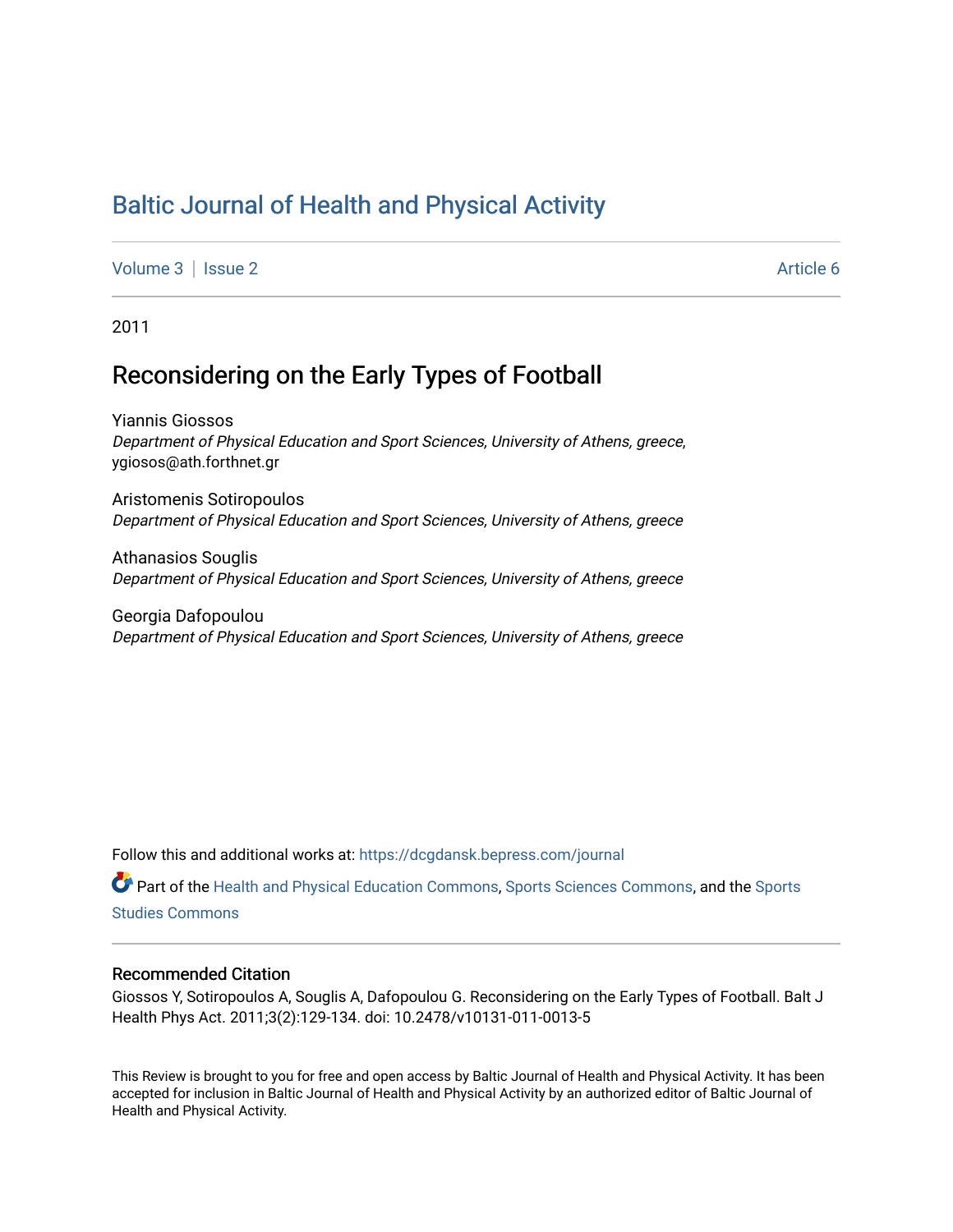# Baltic Journal of Health and Physical Activity

Volume 3 | Issue 2 Article 6

2011

## Reconsidering on the Early Types of Football

Yiannis Giossos
*Department of Physical Education and Sport Sciences, University of Athens, greece*, ygiosos@ath.forthnet.gr

Aristomenis Sotiropoulos
*Department of Physical Education and Sport Sciences, University of Athens, greece*

Athanasios Souglis
*Department of Physical Education and Sport Sciences, University of Athens, greece*

Georgia Dafopoulou
*Department of Physical Education and Sport Sciences, University of Athens, greece*

Follow this and additional works at: https://dcgdansk.bepress.com/journal

Part of the Health and Physical Education Commons, Sports Sciences Commons, and the Sports Studies Commons

### Recommended Citation

Giossos Y, Sotiropoulos A, Souglis A, Dafopoulou G. Reconsidering on the Early Types of Football. Balt J Health Phys Act. 2011;3(2):129-134. doi: 10.2478/v10131-011-0013-5

This Review is brought to you for free and open access by Baltic Journal of Health and Physical Activity. It has been accepted for inclusion in Baltic Journal of Health and Physical Activity by an authorized editor of Baltic Journal of Health and Physical Activity.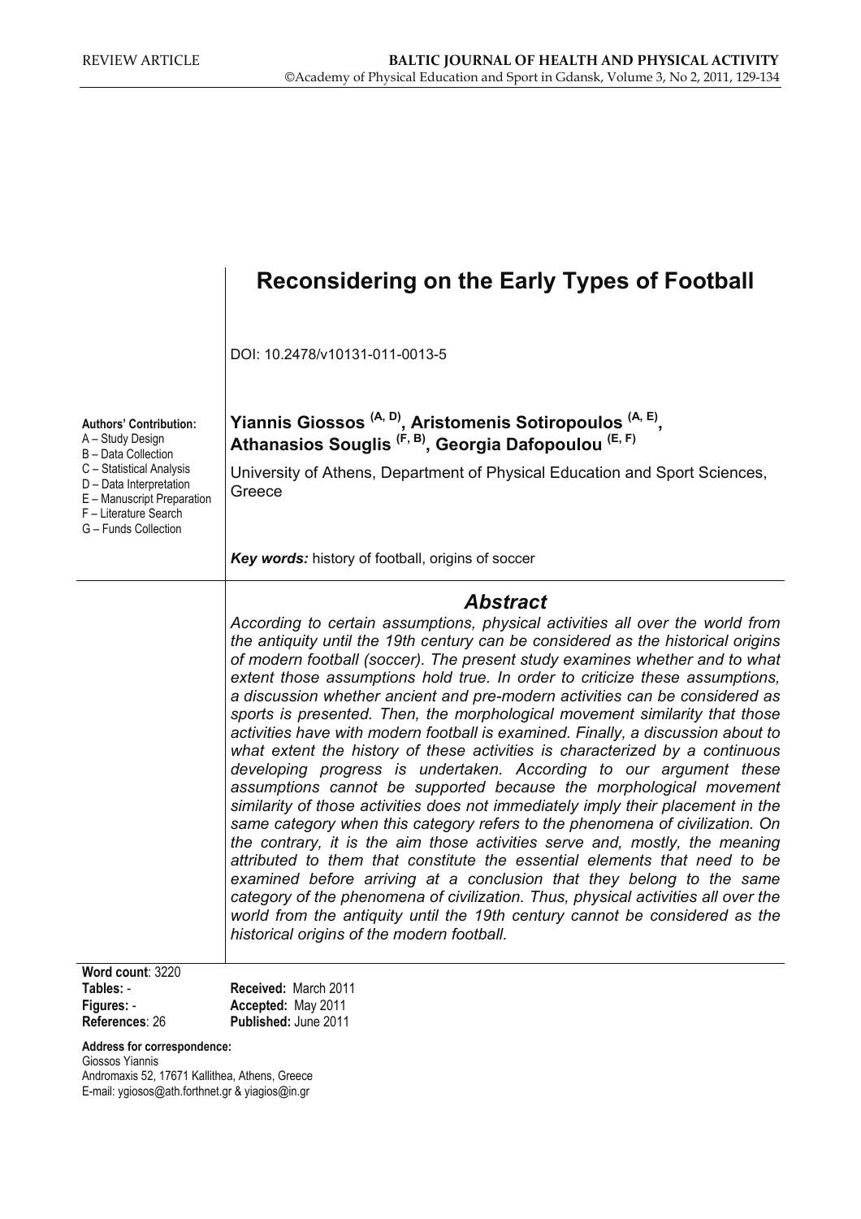# Reconsidering on the Early Types of Football

DOI: 10.2478/v10131-011-0013-5

**Authors' Contribution:**
A – Study Design
B – Data Collection
C – Statistical Analysis
D – Data Interpretation
E – Manuscript Preparation
F – Literature Search
G – Funds Collection

**Yiannis Giossos [A, D], Aristomenis Sotiropoulos [A, E], Athanasios Souglis [F, B], Georgia Dafopoulou [E, F]**

University of Athens, Department of Physical Education and Sport Sciences, Greece

***Key words:*** history of football, origins of soccer

## *Abstract*

*According to certain assumptions, physical activities all over the world from the antiquity until the 19th century can be considered as the historical origins of modern football (soccer). The present study examines whether and to what extent those assumptions hold true. In order to criticize these assumptions, a discussion whether ancient and pre-modern activities can be considered as sports is presented. Then, the morphological movement similarity that those activities have with modern football is examined. Finally, a discussion about to what extent the history of these activities is characterized by a continuous developing progress is undertaken. According to our argument these assumptions cannot be supported because the morphological movement similarity of those activities does not immediately imply their placement in the same category when this category refers to the phenomena of civilization. On the contrary, it is the aim those activities serve and, mostly, the meaning attributed to them that constitute the essential elements that need to be examined before arriving at a conclusion that they belong to the same category of the phenomena of civilization. Thus, physical activities all over the world from the antiquity until the 19th century cannot be considered as the historical origins of the modern football.*

**Word count**: 3220
**Tables:** -
**Figures:** -
**References**: 26

**Received:** March 2011
**Accepted:** May 2011
**Published:** June 2011

**Address for correspondence:**
Giossos Yiannis
Andromaxis 52, 17671 Kallithea, Athens, Greece
E-mail: ygiosos@ath.forthnet.gr & yiagios@in.gr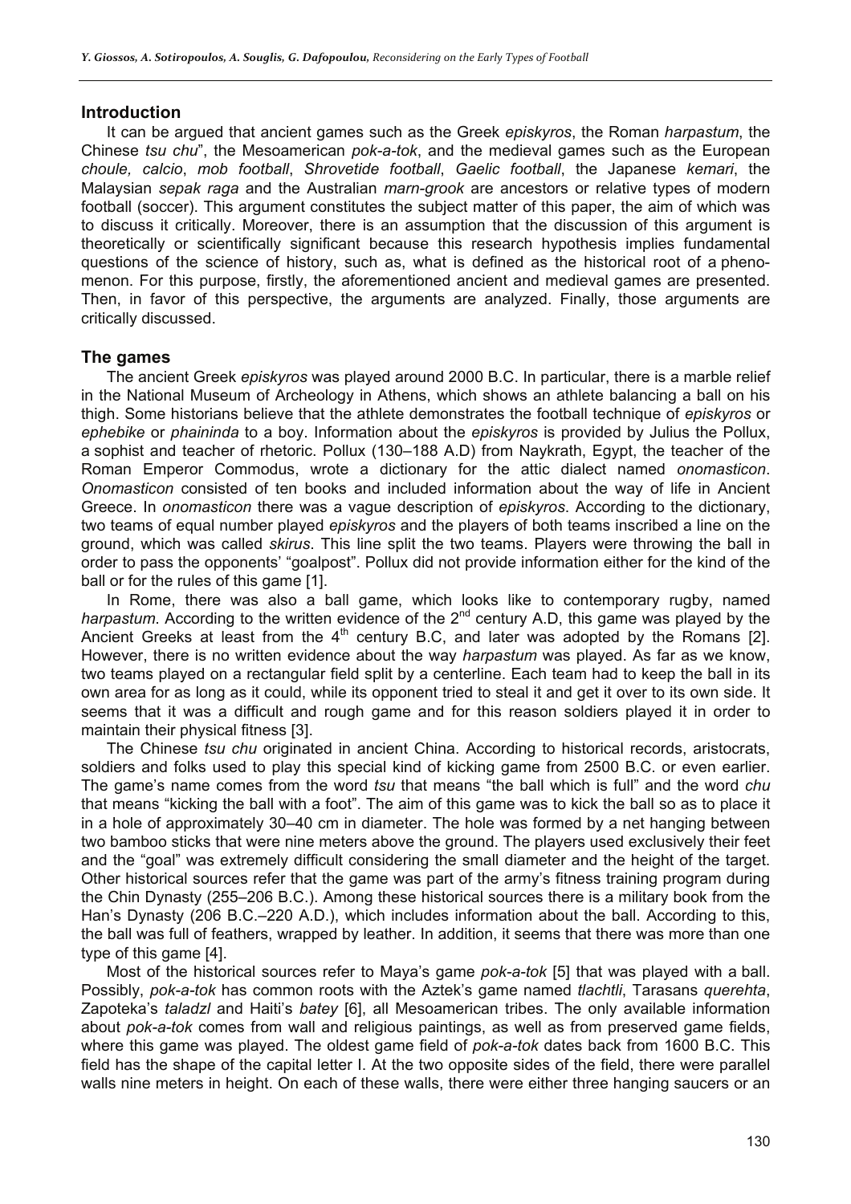## Introduction

It can be argued that ancient games such as the Greek *episkyros*, the Roman *harpastum*, the Chinese *tsu chu*", the Mesoamerican *pok-a-tok*, and the medieval games such as the European *choule, calcio*, *mob football*, *Shrovetide football*, *Gaelic football*, the Japanese *kemari*, the Malaysian *sepak raga* and the Australian *marn-grook* are ancestors or relative types of modern football (soccer). This argument constitutes the subject matter of this paper, the aim of which was to discuss it critically. Moreover, there is an assumption that the discussion of this argument is theoretically or scientifically significant because this research hypothesis implies fundamental questions of the science of history, such as, what is defined as the historical root of a phenomenon. For this purpose, firstly, the aforementioned ancient and medieval games are presented. Then, in favor of this perspective, the arguments are analyzed. Finally, those arguments are critically discussed.

## The games

The ancient Greek *episkyros* was played around 2000 B.C. In particular, there is a marble relief in the National Museum of Archeology in Athens, which shows an athlete balancing a ball on his thigh. Some historians believe that the athlete demonstrates the football technique of *episkyros* or *ephebike* or *phaininda* to a boy. Information about the *episkyros* is provided by Julius the Pollux, a sophist and teacher of rhetoric. Pollux (130–188 A.D) from Naykrath, Egypt, the teacher of the Roman Emperor Commodus, wrote a dictionary for the attic dialect named *onomasticon*. *Onomasticon* consisted of ten books and included information about the way of life in Ancient Greece. In *onomasticon* there was a vague description of *episkyros*. According to the dictionary, two teams of equal number played *episkyros* and the players of both teams inscribed a line on the ground, which was called *skirus*. This line split the two teams. Players were throwing the ball in order to pass the opponents' "goalpost". Pollux did not provide information either for the kind of the ball or for the rules of this game [1].

In Rome, there was also a ball game, which looks like to contemporary rugby, named *harpastum*. According to the written evidence of the 2nd century A.D, this game was played by the Ancient Greeks at least from the 4th century B.C, and later was adopted by the Romans [2]. However, there is no written evidence about the way *harpastum* was played. As far as we know, two teams played on a rectangular field split by a centerline. Each team had to keep the ball in its own area for as long as it could, while its opponent tried to steal it and get it over to its own side. It seems that it was a difficult and rough game and for this reason soldiers played it in order to maintain their physical fitness [3].

The Chinese *tsu chu* originated in ancient China. According to historical records, aristocrats, soldiers and folks used to play this special kind of kicking game from 2500 B.C. or even earlier. The game's name comes from the word *tsu* that means "the ball which is full" and the word *chu* that means "kicking the ball with a foot". The aim of this game was to kick the ball so as to place it in a hole of approximately 30–40 cm in diameter. The hole was formed by a net hanging between two bamboo sticks that were nine meters above the ground. The players used exclusively their feet and the "goal" was extremely difficult considering the small diameter and the height of the target. Other historical sources refer that the game was part of the army's fitness training program during the Chin Dynasty (255–206 B.C.). Among these historical sources there is a military book from the Han's Dynasty (206 B.C.–220 A.D.), which includes information about the ball. According to this, the ball was full of feathers, wrapped by leather. In addition, it seems that there was more than one type of this game [4].

Most of the historical sources refer to Maya's game *pok-a-tok* [5] that was played with a ball. Possibly, *pok-a-tok* has common roots with the Aztek's game named *tlachtli*, Tarasans *querehta*, Zapoteka's *taladzl* and Haiti's *batey* [6], all Mesoamerican tribes. The only available information about *pok-a-tok* comes from wall and religious paintings, as well as from preserved game fields, where this game was played. The oldest game field of *pok-a-tok* dates back from 1600 B.C. This field has the shape of the capital letter I. At the two opposite sides of the field, there were parallel walls nine meters in height. On each of these walls, there were either three hanging saucers or an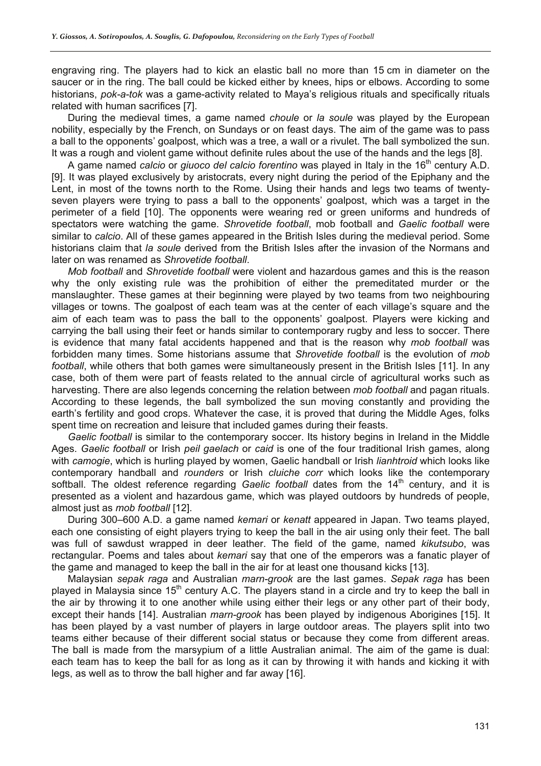engraving ring. The players had to kick an elastic ball no more than 15 cm in diameter on the saucer or in the ring. The ball could be kicked either by knees, hips or elbows. According to some historians, *pok-a-tok* was a game-activity related to Maya's religious rituals and specifically rituals related with human sacrifices [7].

During the medieval times, a game named *choule* or *la soule* was played by the European nobility, especially by the French, on Sundays or on feast days. The aim of the game was to pass a ball to the opponents' goalpost, which was a tree, a wall or a rivulet. The ball symbolized the sun. It was a rough and violent game without definite rules about the use of the hands and the legs [8].

A game named *calcio* or *giuoco del calcio forentino* was played in Italy in the 16th century A.D. [9]. It was played exclusively by aristocrats, every night during the period of the Epiphany and the Lent, in most of the towns north to the Rome. Using their hands and legs two teams of twenty-seven players were trying to pass a ball to the opponents' goalpost, which was a target in the perimeter of a field [10]. The opponents were wearing red or green uniforms and hundreds of spectators were watching the game. *Shrovetide football*, mob football and *Gaelic football* were similar to *calcio*. All of these games appeared in the British Isles during the medieval period. Some historians claim that *la soule* derived from the British Isles after the invasion of the Normans and later on was renamed as *Shrovetide football*.

*Mob football* and *Shrovetide football* were violent and hazardous games and this is the reason why the only existing rule was the prohibition of either the premeditated murder or the manslaughter. These games at their beginning were played by two teams from two neighbouring villages or towns. The goalpost of each team was at the center of each village's square and the aim of each team was to pass the ball to the opponents' goalpost. Players were kicking and carrying the ball using their feet or hands similar to contemporary rugby and less to soccer. There is evidence that many fatal accidents happened and that is the reason why *mob football* was forbidden many times. Some historians assume that *Shrovetide football* is the evolution of *mob football*, while others that both games were simultaneously present in the British Isles [11]. In any case, both of them were part of feasts related to the annual circle of agricultural works such as harvesting. There are also legends concerning the relation between *mob football* and pagan rituals. According to these legends, the ball symbolized the sun moving constantly and providing the earth's fertility and good crops. Whatever the case, it is proved that during the Middle Ages, folks spent time on recreation and leisure that included games during their feasts.

*Gaelic football* is similar to the contemporary soccer. Its history begins in Ireland in the Middle Ages. *Gaelic football* or Irish *peil gaelach* or *caid* is one of the four traditional Irish games, along with *camogie*, which is hurling played by women, Gaelic handball or Irish *lianhtroid* which looks like contemporary handball and *rounders* or Irish *cluiche corr* which looks like the contemporary softball. The oldest reference regarding *Gaelic football* dates from the 14th century, and it is presented as a violent and hazardous game, which was played outdoors by hundreds of people, almost just as *mob football* [12].

During 300–600 A.D. a game named *kemari* or *kenatt* appeared in Japan. Two teams played, each one consisting of eight players trying to keep the ball in the air using only their feet. The ball was full of sawdust wrapped in deer leather. The field of the game, named *kikutsubo*, was rectangular. Poems and tales about *kemari* say that one of the emperors was a fanatic player of the game and managed to keep the ball in the air for at least one thousand kicks [13].

Malaysian *sepak raga* and Australian *marn-grook* are the last games. *Sepak raga* has been played in Malaysia since 15th century A.C. The players stand in a circle and try to keep the ball in the air by throwing it to one another while using either their legs or any other part of their body, except their hands [14]. Australian *marn-grook* has been played by indigenous Aborigines [15]. It has been played by a vast number of players in large outdoor areas. The players split into two teams either because of their different social status or because they come from different areas. The ball is made from the marsypium of a little Australian animal. The aim of the game is dual: each team has to keep the ball for as long as it can by throwing it with hands and kicking it with legs, as well as to throw the ball higher and far away [16].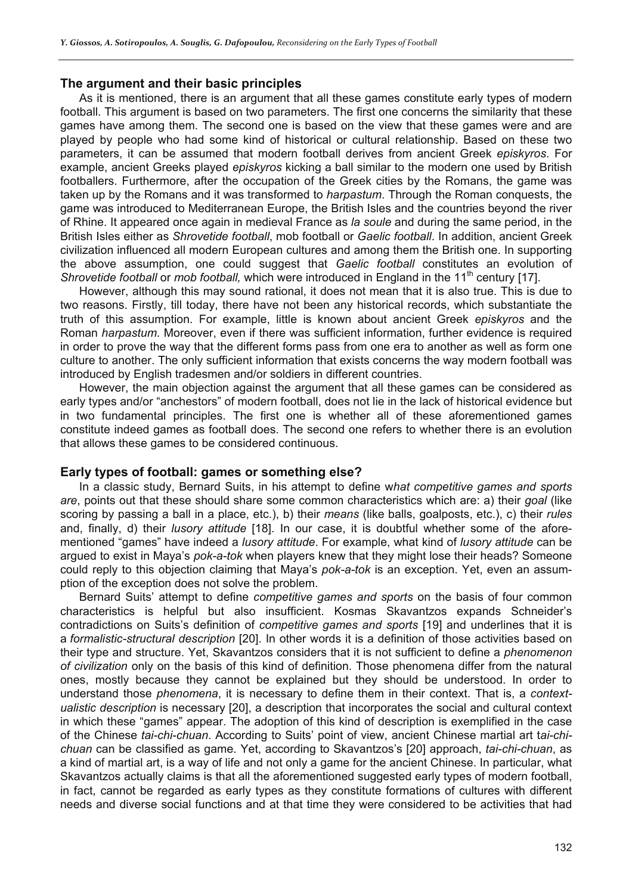### The argument and their basic principles

As it is mentioned, there is an argument that all these games constitute early types of modern football. This argument is based on two parameters. The first one concerns the similarity that these games have among them. The second one is based on the view that these games were and are played by people who had some kind of historical or cultural relationship. Based on these two parameters, it can be assumed that modern football derives from ancient Greek *episkyros*. For example, ancient Greeks played *episkyros* kicking a ball similar to the modern one used by British footballers. Furthermore, after the occupation of the Greek cities by the Romans, the game was taken up by the Romans and it was transformed to *harpastum*. Through the Roman conquests, the game was introduced to Mediterranean Europe, the British Isles and the countries beyond the river of Rhine. It appeared once again in medieval France as *la soule* and during the same period, in the British Isles either as *Shrovetide football*, mob football or *Gaelic football*. In addition, ancient Greek civilization influenced all modern European cultures and among them the British one. In supporting the above assumption, one could suggest that *Gaelic football* constitutes an evolution of *Shrovetide football* or *mob football,* which were introduced in England in the 11th century [17].

However, although this may sound rational, it does not mean that it is also true. This is due to two reasons. Firstly, till today, there have not been any historical records, which substantiate the truth of this assumption. For example, little is known about ancient Greek *episkyros* and the Roman *harpastum*. Moreover, even if there was sufficient information, further evidence is required in order to prove the way that the different forms pass from one era to another as well as form one culture to another. The only sufficient information that exists concerns the way modern football was introduced by English tradesmen and/or soldiers in different countries.

However, the main objection against the argument that all these games can be considered as early types and/or "anchestors" of modern football, does not lie in the lack of historical evidence but in two fundamental principles. The first one is whether all of these aforementioned games constitute indeed games as football does. The second one refers to whether there is an evolution that allows these games to be considered continuous.

### Early types of football: games or something else?

In a classic study, Bernard Suits, in his attempt to define w*hat competitive games and sports are*, points out that these should share some common characteristics which are: a) their *goal* (like scoring by passing a ball in a place, etc.), b) their *means* (like balls, goalposts, etc.), c) their *rules* and, finally, d) their *lusory attitude* [18]. In our case, it is doubtful whether some of the aforementioned "games" have indeed a *lusory attitude*. For example, what kind of *lusory attitude* can be argued to exist in Maya's *pok-a-tok* when players knew that they might lose their heads? Someone could reply to this objection claiming that Maya's *pok-a-tok* is an exception. Yet, even an assumption of the exception does not solve the problem.

Bernard Suits' attempt to define *competitive games and sports* on the basis of four common characteristics is helpful but also insufficient. Kosmas Skavantzos expands Schneider's contradictions on Suits's definition of *competitive games and sports* [19] and underlines that it is a *formalistic-structural description* [20]. In other words it is a definition of those activities based on their type and structure. Yet, Skavantzos considers that it is not sufficient to define a *phenomenon of civilization* only on the basis of this kind of definition. Those phenomena differ from the natural ones, mostly because they cannot be explained but they should be understood. In order to understand those *phenomena*, it is necessary to define them in their context. That is, a *contextualistic description* is necessary [20], a description that incorporates the social and cultural context in which these "games" appear. The adoption of this kind of description is exemplified in the case of the Chinese *tai-chi-chuan*. According to Suits' point of view, ancient Chinese martial art t*ai-chi-chuan* can be classified as game. Yet, according to Skavantzos's [20] approach, *tai-chi-chuan*, as a kind of martial art, is a way of life and not only a game for the ancient Chinese. In particular, what Skavantzos actually claims is that all the aforementioned suggested early types of modern football, in fact, cannot be regarded as early types as they constitute formations of cultures with different needs and diverse social functions and at that time they were considered to be activities that had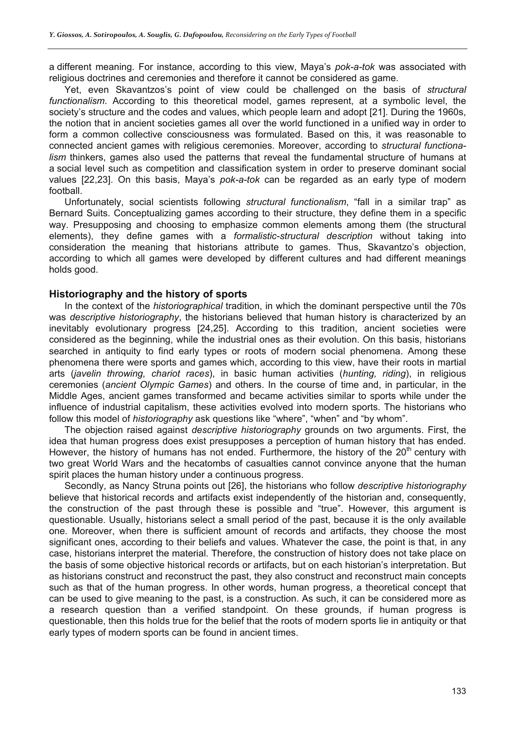a different meaning. For instance, according to this view, Maya's *pok-a-tok* was associated with religious doctrines and ceremonies and therefore it cannot be considered as game.

Yet, even Skavantzos's point of view could be challenged on the basis of *structural functionalism*. According to this theoretical model, games represent, at a symbolic level, the society's structure and the codes and values, which people learn and adopt [21]. During the 1960s, the notion that in ancient societies games all over the world functioned in a unified way in order to form a common collective consciousness was formulated. Based on this, it was reasonable to connected ancient games with religious ceremonies. Moreover, according to *structural functionalism* thinkers, games also used the patterns that reveal the fundamental structure of humans at a social level such as competition and classification system in order to preserve dominant social values [22,23]. On this basis, Maya's *pok-a-tok* can be regarded as an early type of modern football.

Unfortunately, social scientists following *structural functionalism*, "fall in a similar trap" as Bernard Suits. Conceptualizing games according to their structure, they define them in a specific way. Presupposing and choosing to emphasize common elements among them (the structural elements), they define games with a *formalistic-structural description* without taking into consideration the meaning that historians attribute to games. Thus, Skavantzo's objection, according to which all games were developed by different cultures and had different meanings holds good.

## Historiography and the history of sports

In the context of the *historiographical* tradition, in which the dominant perspective until the 70s was *descriptive historiography*, the historians believed that human history is characterized by an inevitably evolutionary progress [24,25]. According to this tradition, ancient societies were considered as the beginning, while the industrial ones as their evolution. On this basis, historians searched in antiquity to find early types or roots of modern social phenomena. Among these phenomena there were sports and games which, according to this view, have their roots in martial arts (*javelin throwing, chariot races*), in basic human activities (*hunting, riding*), in religious ceremonies (*ancient Olympic Games*) and others. In the course of time and, in particular, in the Middle Ages, ancient games transformed and became activities similar to sports while under the influence of industrial capitalism, these activities evolved into modern sports. The historians who follow this model of *historiography* ask questions like "where", "when" and "by whom".

The objection raised against *descriptive historiography* grounds on two arguments. First, the idea that human progress does exist presupposes a perception of human history that has ended. However, the history of humans has not ended. Furthermore, the history of the 20th century with two great World Wars and the hecatombs of casualties cannot convince anyone that the human spirit places the human history under a continuous progress.

Secondly, as Nancy Struna points out [26], the historians who follow *descriptive historiography* believe that historical records and artifacts exist independently of the historian and, consequently, the construction of the past through these is possible and "true". However, this argument is questionable. Usually, historians select a small period of the past, because it is the only available one. Moreover, when there is sufficient amount of records and artifacts, they choose the most significant ones, according to their beliefs and values. Whatever the case, the point is that, in any case, historians interpret the material. Therefore, the construction of history does not take place on the basis of some objective historical records or artifacts, but on each historian's interpretation. But as historians construct and reconstruct the past, they also construct and reconstruct main concepts such as that of the human progress. In other words, human progress, a theoretical concept that can be used to give meaning to the past, is a construction. As such, it can be considered more as a research question than a verified standpoint. On these grounds, if human progress is questionable, then this holds true for the belief that the roots of modern sports lie in antiquity or that early types of modern sports can be found in ancient times.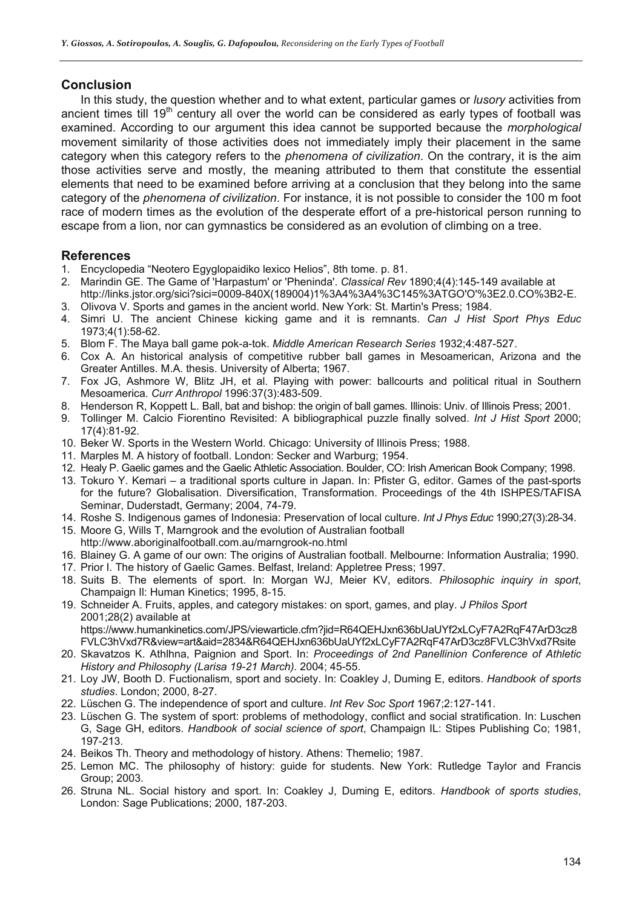## Conclusion

In this study, the question whether and to what extent, particular games or *lusory* activities from ancient times till 19$^{th}$ century all over the world can be considered as early types of football was examined. According to our argument this idea cannot be supported because the *morphological* movement similarity of those activities does not immediately imply their placement in the same category when this category refers to the *phenomena of civilization*. On the contrary, it is the aim those activities serve and mostly, the meaning attributed to them that constitute the essential elements that need to be examined before arriving at a conclusion that they belong into the same category of the *phenomena of civilization*. For instance, it is not possible to consider the 100 m foot race of modern times as the evolution of the desperate effort of a pre-historical person running to escape from a lion, nor can gymnastics be considered as an evolution of climbing on a tree.

## References

1. Encyclopedia "Neotero Egyglopaidiko lexico Helios", 8th tome. p. 81.
2. Marindin GE. The Game of 'Harpastum' or 'Pheninda'. *Classical Rev* 1890;4(4):145-149 available at http://links.jstor.org/sici?sici=0009-840X(189004)1%3A4%3A4%3C145%3ATGO'O'%3E2.0.CO%3B2-E.
3. Olivova V. Sports and games in the ancient world. New York: St. Martin's Press; 1984.
4. Simri U. The ancient Chinese kicking game and it is remnants. *Can J Hist Sport Phys Educ* 1973;4(1):58-62.
5. Blom F. The Maya ball game pok-a-tok. *Middle American Research Series* 1932;4:487-527.
6. Cox A. An historical analysis of competitive rubber ball games in Mesoamerican, Arizona and the Greater Antilles. M.A. thesis. University of Alberta; 1967.
7. Fox JG, Ashmore W, Blitz JH, et al. Playing with power: ballcourts and political ritual in Southern Mesoamerica. *Curr Anthropol* 1996:37(3):483-509.
8. Henderson R, Koppett L. Ball, bat and bishop: the origin of ball games. Illinois: Univ. of Illinois Press; 2001.
9. Tollinger M. Calcio Fiorentino Revisited: A bibliographical puzzle finally solved. *Int J Hist Sport* 2000; 17(4):81-92.
10. Beker W. Sports in the Western World. Chicago: University of Illinois Press; 1988.
11. Marples M. A history of football. London: Secker and Warburg; 1954.
12. Healy P. Gaelic games and the Gaelic Athletic Association. Boulder, CO: Irish American Book Company; 1998.
13. Tokuro Y. Kemari – a traditional sports culture in Japan. In: Pfister G, editor. Games of the past-sports for the future? Globalisation. Diversification, Transformation. Proceedings of the 4th ISHPES/TAFISA Seminar, Duderstadt, Germany; 2004, 74-79.
14. Roshe S. Indigenous games of Indonesia: Preservation of local culture. *Int J Phys Educ* 1990;27(3):28-34.
15. Moore G, Wills T, Marngrook and the evolution of Australian football http://www.aboriginalfootball.com.au/marngrook-no.html
16. Blainey G. A game of our own: The origins of Australian football. Melbourne: Information Australia; 1990.
17. Prior I. The history of Gaelic Games. Belfast, Ireland: Appletree Press; 1997.
18. Suits B. The elements of sport. In: Morgan WJ, Meier KV, editors. *Philosophic inquiry in sport*, Champaign Il: Human Kinetics; 1995, 8-15.
19. Schneider A. Fruits, apples, and category mistakes: on sport, games, and play. *J Philos Sport* 2001;28(2) available at https://www.humankinetics.com/JPS/viewarticle.cfm?jid=R64QEHJxn636bUaUYf2xLCyF7A2RqF47ArD3cz8FVLC3hVxd7R&view=art&aid=2834&R64QEHJxn636bUaUYf2xLCyF7A2RqF47ArD3cz8FVLC3hVxd7Rsite
20. Skavatzos K. Athlhna, Paignion and Sport. In: *Proceedings of 2nd Panellinion Conference of Athletic History and Philosophy (Larisa 19-21 March)*. 2004; 45-55.
21. Loy JW, Booth D. Fuctionalism, sport and society. In: Coakley J, Duming E, editors. *Handbook of sports studies*. London; 2000, 8-27.
22. Lüschen G. The independence of sport and culture. *Int Rev Soc Sport* 1967;2:127-141.
23. Lüschen G. The system of sport: problems of methodology, conflict and social stratification. In: Luschen G, Sage GH, editors. *Handbook of social science of sport*, Champaign IL: Stipes Publishing Co; 1981, 197-213.
24. Beikos Th. Theory and methodology of history. Athens: Themelio; 1987.
25. Lemon MC. The philosophy of history: guide for students. New York: Rutledge Taylor and Francis Group; 2003.
26. Struna NL. Social history and sport. In: Coakley J, Duming E, editors. *Handbook of sports studies*, London: Sage Publications; 2000, 187-203.